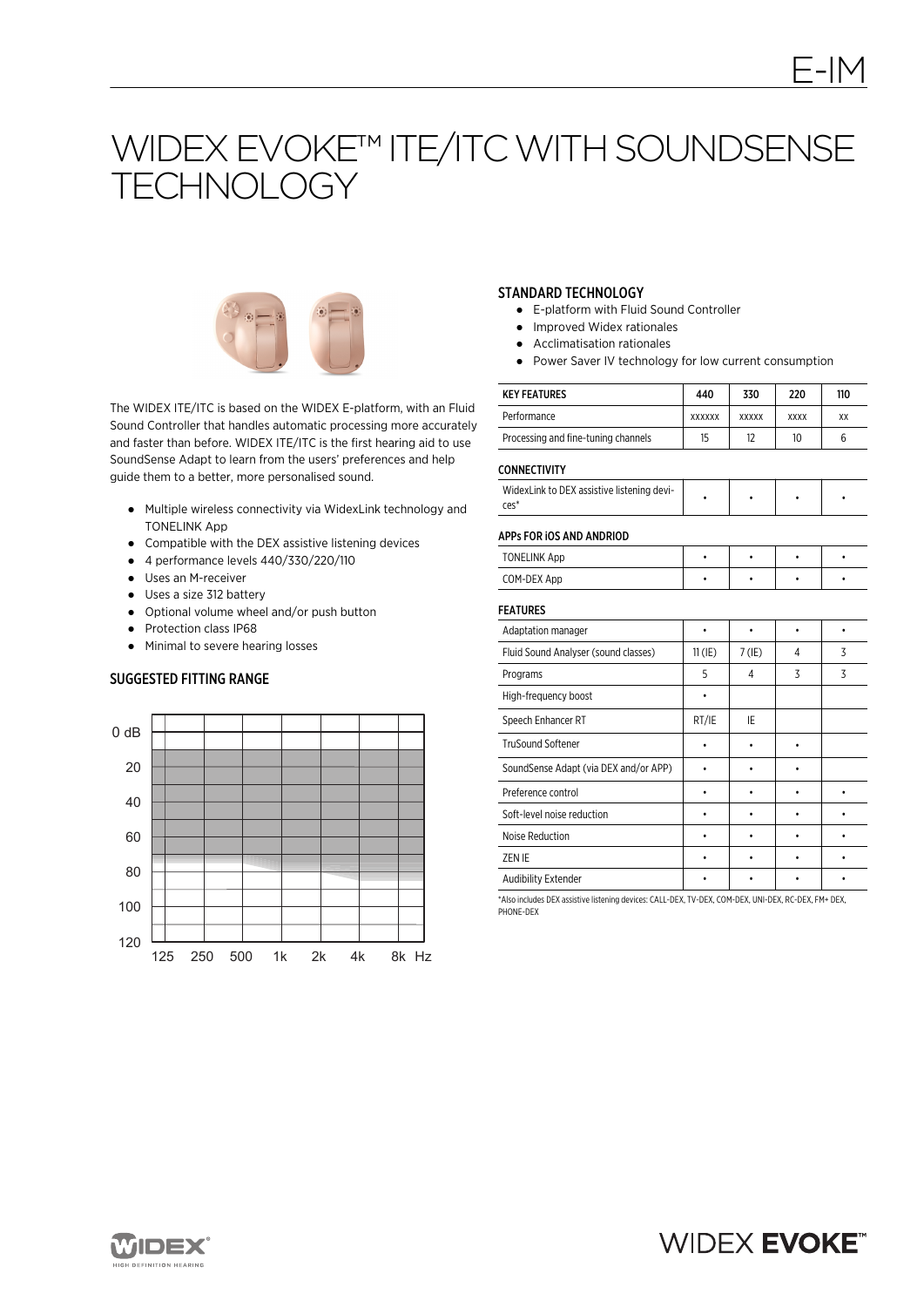# WIDEX EVOKE™ ITE/ITC WITH SOUNDSENSE TECHNOLOGY

The WIDEX ITE/ITC is based on the WIDEX E-platform, with an Fluid Sound Controller that handles automatic processing more accurately and faster than before. WIDEX ITE/ITC is the first hearing aid to use SoundSense Adapt to learn from the users' preferences and help guide them to a better, more personalised sound.

- Multiple wireless connectivity via WidexLink technology and TONELINK App
- Compatible with the DEX assistive listening devices
- 4 performance levels 440/330/220/110
- Uses an M-receiver
- Uses a size 312 battery
- Optional volume wheel and/or push button
- Protection class IP68
- Minimal to severe hearing losses

## SUGGESTED FITTING RANGE

## STANDARD TECHNOLOGY

- E-platform with Fluid Sound Controller
- Improved Widex rationales
- Acclimatisation rationales
- Power Saver IV technology for low current consumption

| KEY FEATURES | 440 | 330 | 220 | 110 |
|---|---|---|---|---|
| Performance | XXXXXX | XXXXX | XXXX | XX |
| Processing and fine-tuning channels | 15 | 12 | 10 | 6 |
| **CONNECTIVITY** | | | | |
| WidexLink to DEX assistive listening devices* | • | • | • | • |
| **APPs FOR iOS AND ANDRIOD** | | | | |
| TONELINK App | • | • | • | • |
| COM-DEX App | • | • | • | • |
| **FEATURES** | | | | |
| Adaptation manager | • | • | • | • |
| Fluid Sound Analyser (sound classes) | 11 (IE) | 7 (IE) | 4 | 3 |
| Programs | 5 | 4 | 3 | 3 |
| High-frequency boost | • | | | |
| Speech Enhancer RT | RT/IE | IE | | |
| TruSound Softener | • | • | • | |
| SoundSense Adapt (via DEX and/or APP) | • | • | • | |
| Preference control | • | • | • | • |
| Soft-level noise reduction | • | • | • | • |
| Noise Reduction | • | • | • | • |
| ZEN IE | • | • | • | • |
| Audibility Extender | • | • | • | • |

*Also includes DEX assistive listening devices: CALL-DEX, TV-DEX, COM-DEX, UNI-DEX, RC-DEX, FM+ DEX, PHONE-DEX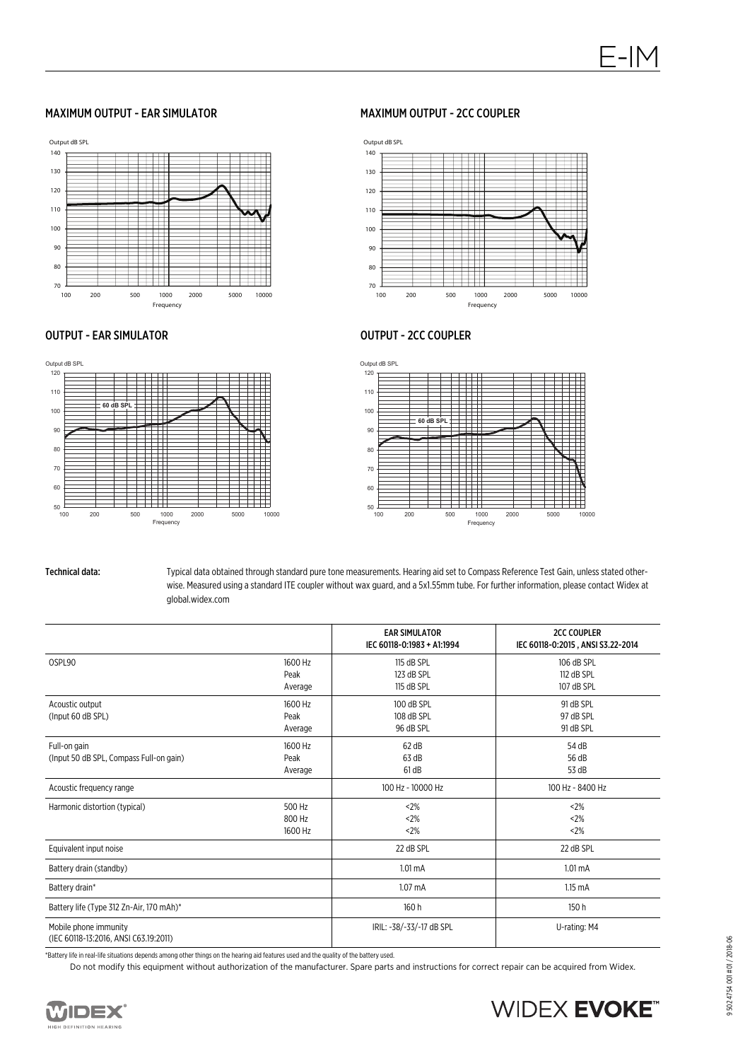# E-IM

## MAXIMUM OUTPUT - EAR SIMULATOR

Output dB SPL
140
130
120
110
100
90
80
70
100 200 500 1000 2000 5000 10000
Frequency

## MAXIMUM OUTPUT - 2CC COUPLER

Output dB SPL
140
130
120
110
100
90
80
70
100 200 500 1000 2000 5000 10000
Frequency

## OUTPUT - EAR SIMULATOR

Output dB SPL
120
110
100
90
80
70
60
50
60 dB SPL
100 200 500 1000 2000 5000 10000
Frequency

## OUTPUT - 2CC COUPLER

Output dB SPL
120
110
100
90
80
70
60
50
60 dB SPL
100 200 500 1000 2000 5000 10000
Frequency

**Technical data:** Typical data obtained through standard pure tone measurements. Hearing aid set to Compass Reference Test Gain, unless stated otherwise. Measured using a standard ITE coupler without wax guard, and a 5x1.55mm tube. For further information, please contact Widex at global.widex.com

| | | EAR SIMULATOR IEC 60118-0:1983 + A1:1994 | 2CC COUPLER IEC 60118-0:2015 , ANSI S3.22-2014 |
|---|---|---|---|
| OSPL90 | 1600 Hz<br>Peak<br>Average | 115 dB SPL<br>123 dB SPL<br>115 dB SPL | 106 dB SPL<br>112 dB SPL<br>107 dB SPL |
| Acoustic output (Input 60 dB SPL) | 1600 Hz<br>Peak<br>Average | 100 dB SPL<br>108 dB SPL<br>96 dB SPL | 91 dB SPL<br>97 dB SPL<br>91 dB SPL |
| Full-on gain (Input 50 dB SPL, Compass Full-on gain) | 1600 Hz<br>Peak<br>Average | 62 dB<br>63 dB<br>61 dB | 54 dB<br>56 dB<br>53 dB |
| Acoustic frequency range | | 100 Hz - 10000 Hz | 100 Hz - 8400 Hz |
| Harmonic distortion (typical) | 500 Hz<br>800 Hz<br>1600 Hz | <2%<br><2%<br><2% | <2%<br><2%<br><2% |
| Equivalent input noise | | 22 dB SPL | 22 dB SPL |
| Battery drain (standby) | | 1.01 mA | 1.01 mA |
| Battery drain* | | 1.07 mA | 1.15 mA |
| Battery life (Type 312 Zn-Air, 170 mAh)* | | 160 h | 150 h |
| Mobile phone immunity (IEC 60118-13:2016, ANSI C63.19:2011) | | IRIL: -38/-33/-17 dB SPL | U-rating: M4 |

*Battery life in real-life situations depends among other things on the hearing aid features used and the quality of the battery used.

Do not modify this equipment without authorization of the manufacturer. Spare parts and instructions for correct repair can be acquired from Widex.

WIDEX HIGH DEFINITION HEARING

WIDEX EVOKE™

9 502 4754 001 #01 / 2018-06